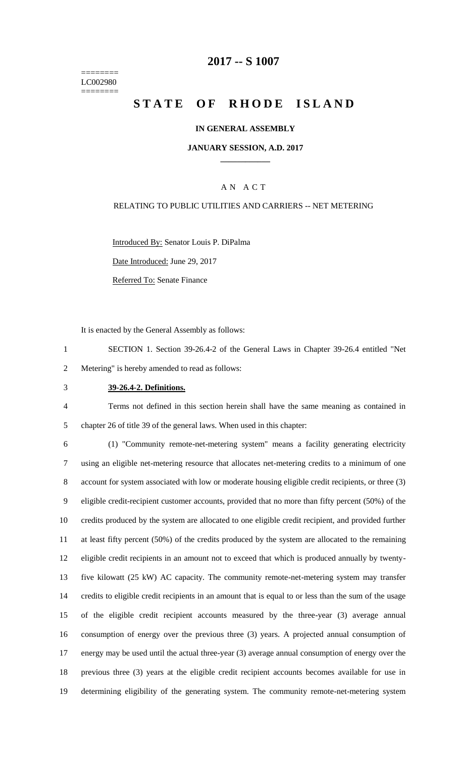========
LC002980
========

# 2017 -- S 1007

# STATE OF RHODE ISLAND

**IN GENERAL ASSEMBLY**

**JANUARY SESSION, A.D. 2017**

____________

A N A C T

RELATING TO PUBLIC UTILITIES AND CARRIERS -- NET METERING

Introduced By: Senator Louis P. DiPalma

Date Introduced: June 29, 2017

Referred To: Senate Finance

It is enacted by the General Assembly as follows:

1 SECTION 1. Section 39-26.4-2 of the General Laws in Chapter 39-26.4 entitled "Net
2 Metering" is hereby amended to read as follows:

3 **39-26.4-2. Definitions.**

4 Terms not defined in this section herein shall have the same meaning as contained in
5 chapter 26 of title 39 of the general laws. When used in this chapter:

6 (1) "Community remote-net-metering system" means a facility generating electricity
7 using an eligible net-metering resource that allocates net-metering credits to a minimum of one
8 account for system associated with low or moderate housing eligible credit recipients, or three (3)
9 eligible credit-recipient customer accounts, provided that no more than fifty percent (50%) of the
10 credits produced by the system are allocated to one eligible credit recipient, and provided further
11 at least fifty percent (50%) of the credits produced by the system are allocated to the remaining
12 eligible credit recipients in an amount not to exceed that which is produced annually by twenty-
13 five kilowatt (25 kW) AC capacity. The community remote-net-metering system may transfer
14 credits to eligible credit recipients in an amount that is equal to or less than the sum of the usage
15 of the eligible credit recipient accounts measured by the three-year (3) average annual
16 consumption of energy over the previous three (3) years. A projected annual consumption of
17 energy may be used until the actual three-year (3) average annual consumption of energy over the
18 previous three (3) years at the eligible credit recipient accounts becomes available for use in
19 determining eligibility of the generating system. The community remote-net-metering system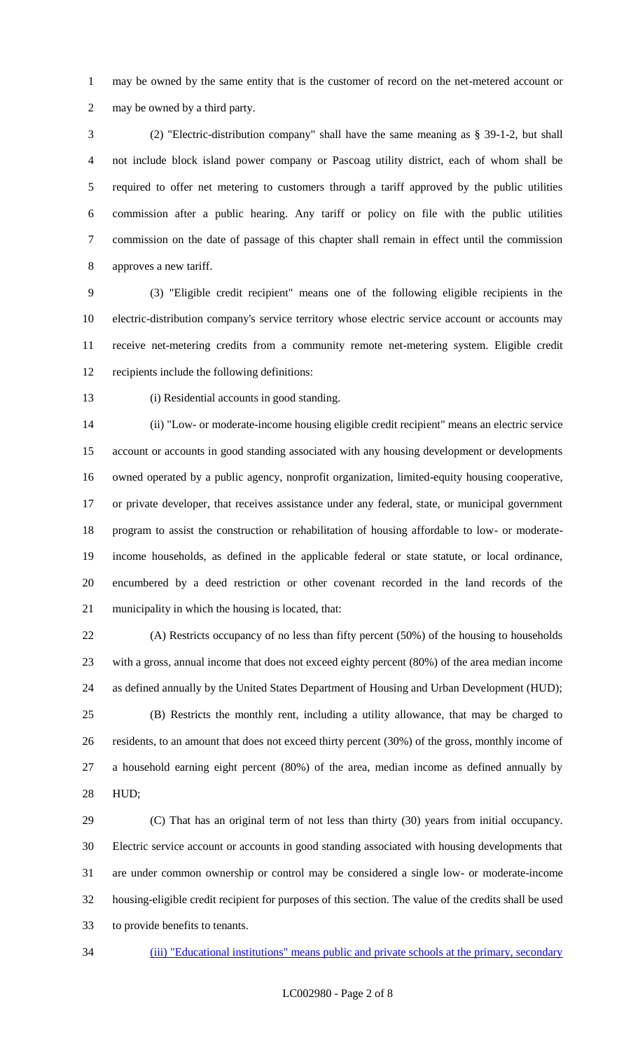may be owned by the same entity that is the customer of record on the net-metered account or may be owned by a third party.

(2) "Electric-distribution company" shall have the same meaning as § 39-1-2, but shall not include block island power company or Pascoag utility district, each of whom shall be required to offer net metering to customers through a tariff approved by the public utilities commission after a public hearing. Any tariff or policy on file with the public utilities commission on the date of passage of this chapter shall remain in effect until the commission approves a new tariff.

(3) "Eligible credit recipient" means one of the following eligible recipients in the electric-distribution company's service territory whose electric service account or accounts may receive net-metering credits from a community remote net-metering system. Eligible credit recipients include the following definitions:

(i) Residential accounts in good standing.

(ii) "Low- or moderate-income housing eligible credit recipient" means an electric service account or accounts in good standing associated with any housing development or developments owned operated by a public agency, nonprofit organization, limited-equity housing cooperative, or private developer, that receives assistance under any federal, state, or municipal government program to assist the construction or rehabilitation of housing affordable to low- or moderate-income households, as defined in the applicable federal or state statute, or local ordinance, encumbered by a deed restriction or other covenant recorded in the land records of the municipality in which the housing is located, that:

(A) Restricts occupancy of no less than fifty percent (50%) of the housing to households with a gross, annual income that does not exceed eighty percent (80%) of the area median income as defined annually by the United States Department of Housing and Urban Development (HUD);

(B) Restricts the monthly rent, including a utility allowance, that may be charged to residents, to an amount that does not exceed thirty percent (30%) of the gross, monthly income of a household earning eight percent (80%) of the area, median income as defined annually by HUD;

(C) That has an original term of not less than thirty (30) years from initial occupancy. Electric service account or accounts in good standing associated with housing developments that are under common ownership or control may be considered a single low- or moderate-income housing-eligible credit recipient for purposes of this section. The value of the credits shall be used to provide benefits to tenants.

<u>(iii) "Educational institutions" means public and private schools at the primary, secondary</u>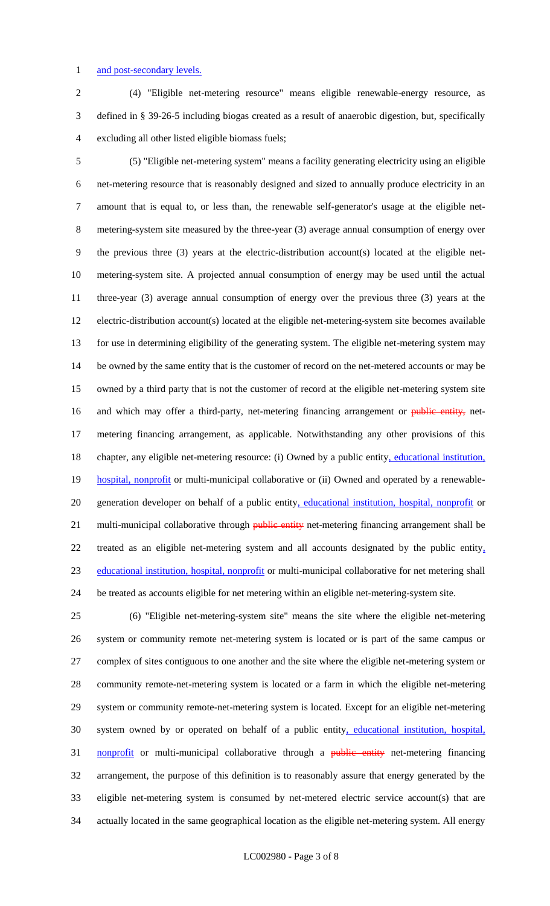and post-secondary levels.

(4) "Eligible net-metering resource" means eligible renewable-energy resource, as defined in § 39-26-5 including biogas created as a result of anaerobic digestion, but, specifically excluding all other listed eligible biomass fuels;

(5) "Eligible net-metering system" means a facility generating electricity using an eligible net-metering resource that is reasonably designed and sized to annually produce electricity in an amount that is equal to, or less than, the renewable self-generator's usage at the eligible net-metering-system site measured by the three-year (3) average annual consumption of energy over the previous three (3) years at the electric-distribution account(s) located at the eligible net-metering-system site. A projected annual consumption of energy may be used until the actual three-year (3) average annual consumption of energy over the previous three (3) years at the electric-distribution account(s) located at the eligible net-metering-system site becomes available for use in determining eligibility of the generating system. The eligible net-metering system may be owned by the same entity that is the customer of record on the net-metered accounts or may be owned by a third party that is not the customer of record at the eligible net-metering system site and which may offer a third-party, net-metering financing arrangement or ~~public entity,~~ net-metering financing arrangement, as applicable. Notwithstanding any other provisions of this chapter, any eligible net-metering resource: (i) Owned by a public entity, educational institution, hospital, nonprofit or multi-municipal collaborative or (ii) Owned and operated by a renewable-generation developer on behalf of a public entity, educational institution, hospital, nonprofit or multi-municipal collaborative through ~~public entity~~ net-metering financing arrangement shall be treated as an eligible net-metering system and all accounts designated by the public entity, educational institution, hospital, nonprofit or multi-municipal collaborative for net metering shall be treated as accounts eligible for net metering within an eligible net-metering-system site.

(6) "Eligible net-metering-system site" means the site where the eligible net-metering system or community remote net-metering system is located or is part of the same campus or complex of sites contiguous to one another and the site where the eligible net-metering system or community remote-net-metering system is located or a farm in which the eligible net-metering system or community remote-net-metering system is located. Except for an eligible net-metering system owned by or operated on behalf of a public entity, educational institution, hospital, nonprofit or multi-municipal collaborative through a ~~public entity~~ net-metering financing arrangement, the purpose of this definition is to reasonably assure that energy generated by the eligible net-metering system is consumed by net-metered electric service account(s) that are actually located in the same geographical location as the eligible net-metering system. All energy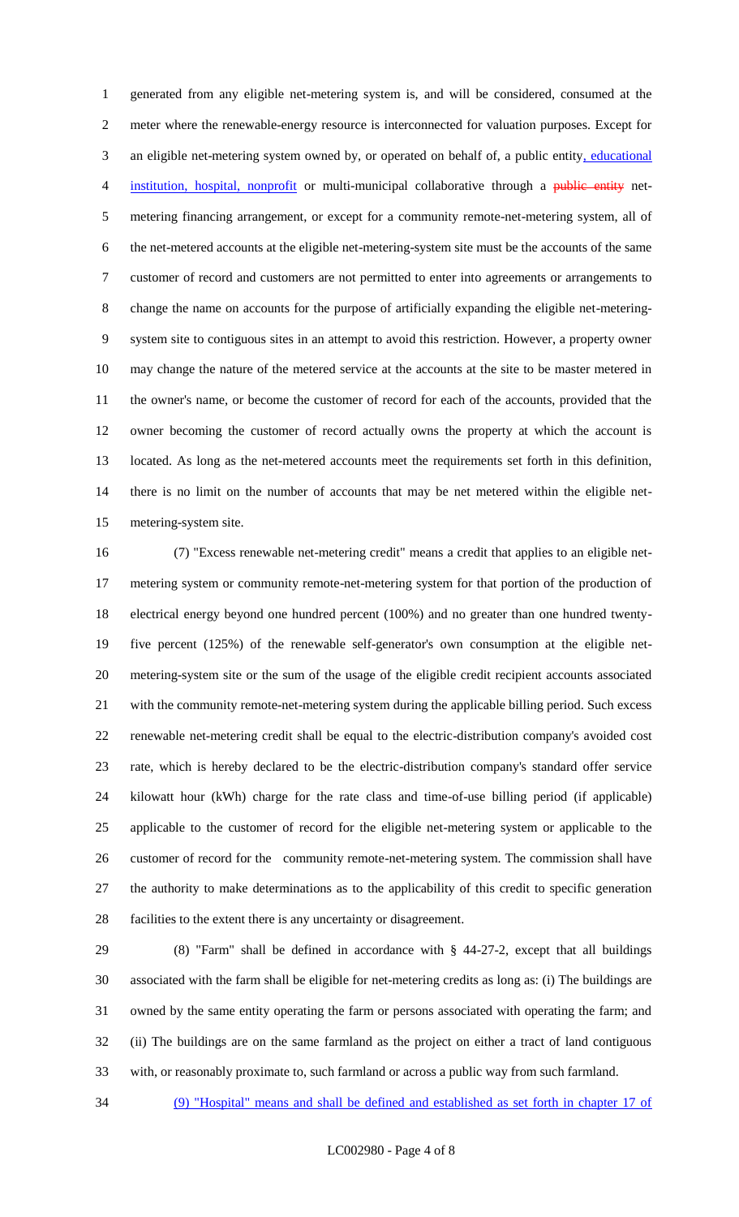generated from any eligible net-metering system is, and will be considered, consumed at the meter where the renewable-energy resource is interconnected for valuation purposes. Except for an eligible net-metering system owned by, or operated on behalf of, a public entity, educational institution, hospital, nonprofit or multi-municipal collaborative through a ~~public entity~~ net-metering financing arrangement, or except for a community remote-net-metering system, all of the net-metered accounts at the eligible net-metering-system site must be the accounts of the same customer of record and customers are not permitted to enter into agreements or arrangements to change the name on accounts for the purpose of artificially expanding the eligible net-metering-system site to contiguous sites in an attempt to avoid this restriction. However, a property owner may change the nature of the metered service at the accounts at the site to be master metered in the owner's name, or become the customer of record for each of the accounts, provided that the owner becoming the customer of record actually owns the property at which the account is located. As long as the net-metered accounts meet the requirements set forth in this definition, there is no limit on the number of accounts that may be net metered within the eligible net-metering-system site.

(7) "Excess renewable net-metering credit" means a credit that applies to an eligible net-metering system or community remote-net-metering system for that portion of the production of electrical energy beyond one hundred percent (100%) and no greater than one hundred twenty-five percent (125%) of the renewable self-generator's own consumption at the eligible net-metering-system site or the sum of the usage of the eligible credit recipient accounts associated with the community remote-net-metering system during the applicable billing period. Such excess renewable net-metering credit shall be equal to the electric-distribution company's avoided cost rate, which is hereby declared to be the electric-distribution company's standard offer service kilowatt hour (kWh) charge for the rate class and time-of-use billing period (if applicable) applicable to the customer of record for the eligible net-metering system or applicable to the customer of record for the community remote-net-metering system. The commission shall have the authority to make determinations as to the applicability of this credit to specific generation facilities to the extent there is any uncertainty or disagreement.

(8) "Farm" shall be defined in accordance with § 44-27-2, except that all buildings associated with the farm shall be eligible for net-metering credits as long as: (i) The buildings are owned by the same entity operating the farm or persons associated with operating the farm; and (ii) The buildings are on the same farmland as the project on either a tract of land contiguous with, or reasonably proximate to, such farmland or across a public way from such farmland.

(9) "Hospital" means and shall be defined and established as set forth in chapter 17 of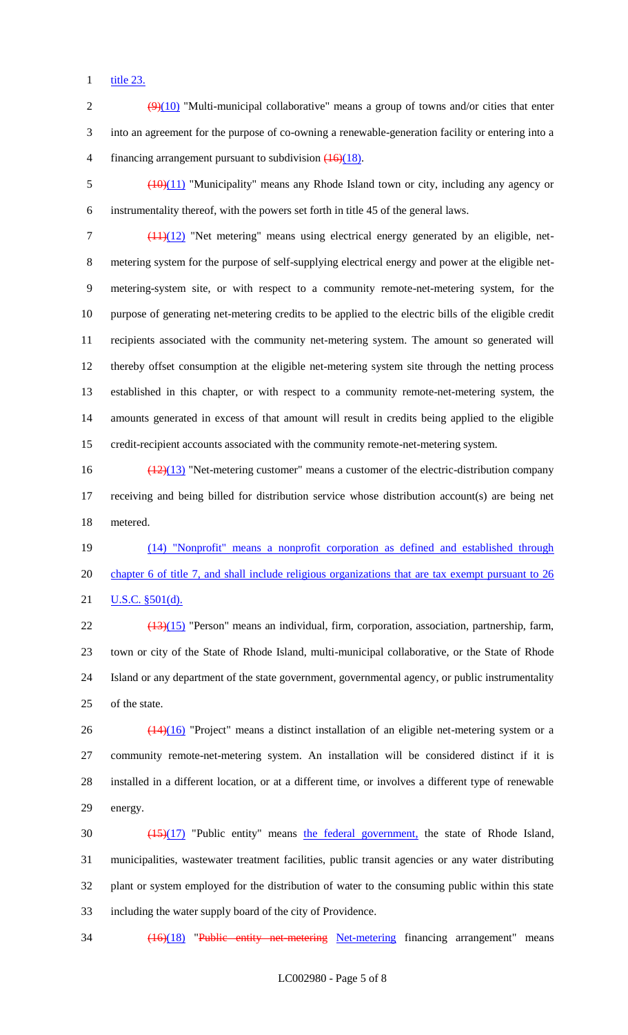title 23.

~~(9)~~(10) "Multi-municipal collaborative" means a group of towns and/or cities that enter into an agreement for the purpose of co-owning a renewable-generation facility or entering into a financing arrangement pursuant to subdivision ~~(16)~~(18).

~~(10)~~(11) "Municipality" means any Rhode Island town or city, including any agency or instrumentality thereof, with the powers set forth in title 45 of the general laws.

~~(11)~~(12) "Net metering" means using electrical energy generated by an eligible, net-metering system for the purpose of self-supplying electrical energy and power at the eligible net-metering-system site, or with respect to a community remote-net-metering system, for the purpose of generating net-metering credits to be applied to the electric bills of the eligible credit recipients associated with the community net-metering system. The amount so generated will thereby offset consumption at the eligible net-metering system site through the netting process established in this chapter, or with respect to a community remote-net-metering system, the amounts generated in excess of that amount will result in credits being applied to the eligible credit-recipient accounts associated with the community remote-net-metering system.

~~(12)~~(13) "Net-metering customer" means a customer of the electric-distribution company receiving and being billed for distribution service whose distribution account(s) are being net metered.

(14) "Nonprofit" means a nonprofit corporation as defined and established through chapter 6 of title 7, and shall include religious organizations that are tax exempt pursuant to 26 U.S.C. §501(d).

~~(13)~~(15) "Person" means an individual, firm, corporation, association, partnership, farm, town or city of the State of Rhode Island, multi-municipal collaborative, or the State of Rhode Island or any department of the state government, governmental agency, or public instrumentality of the state.

~~(14)~~(16) "Project" means a distinct installation of an eligible net-metering system or a community remote-net-metering system. An installation will be considered distinct if it is installed in a different location, or at a different time, or involves a different type of renewable energy.

~~(15)~~(17) "Public entity" means the federal government, the state of Rhode Island, municipalities, wastewater treatment facilities, public transit agencies or any water distributing plant or system employed for the distribution of water to the consuming public within this state including the water supply board of the city of Providence.

~~(16)~~(18) "~~Public entity net-metering~~ Net-metering financing arrangement" means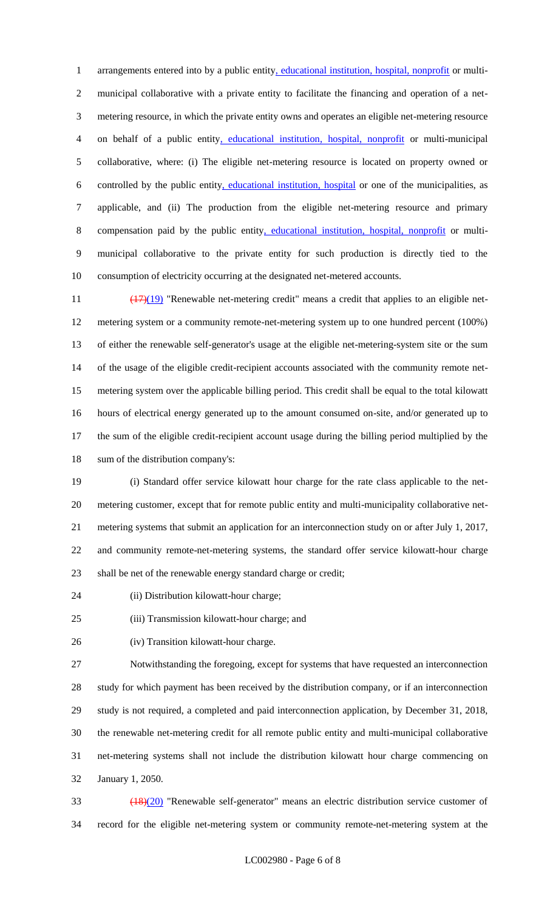arrangements entered into by a public entity, educational institution, hospital, nonprofit or multi-municipal collaborative with a private entity to facilitate the financing and operation of a net-metering resource, in which the private entity owns and operates an eligible net-metering resource on behalf of a public entity, educational institution, hospital, nonprofit or multi-municipal collaborative, where: (i) The eligible net-metering resource is located on property owned or controlled by the public entity, educational institution, hospital or one of the municipalities, as applicable, and (ii) The production from the eligible net-metering resource and primary compensation paid by the public entity, educational institution, hospital, nonprofit or multi-municipal collaborative to the private entity for such production is directly tied to the consumption of electricity occurring at the designated net-metered accounts.

~~(17)~~(19) "Renewable net-metering credit" means a credit that applies to an eligible net-metering system or a community remote-net-metering system up to one hundred percent (100%) of either the renewable self-generator's usage at the eligible net-metering-system site or the sum of the usage of the eligible credit-recipient accounts associated with the community remote net-metering system over the applicable billing period. This credit shall be equal to the total kilowatt hours of electrical energy generated up to the amount consumed on-site, and/or generated up to the sum of the eligible credit-recipient account usage during the billing period multiplied by the sum of the distribution company's:

(i) Standard offer service kilowatt hour charge for the rate class applicable to the net-metering customer, except that for remote public entity and multi-municipality collaborative net-metering systems that submit an application for an interconnection study on or after July 1, 2017, and community remote-net-metering systems, the standard offer service kilowatt-hour charge shall be net of the renewable energy standard charge or credit;

(ii) Distribution kilowatt-hour charge;

(iii) Transmission kilowatt-hour charge; and

(iv) Transition kilowatt-hour charge.

Notwithstanding the foregoing, except for systems that have requested an interconnection study for which payment has been received by the distribution company, or if an interconnection study is not required, a completed and paid interconnection application, by December 31, 2018, the renewable net-metering credit for all remote public entity and multi-municipal collaborative net-metering systems shall not include the distribution kilowatt hour charge commencing on January 1, 2050.

~~(18)~~(20) "Renewable self-generator" means an electric distribution service customer of record for the eligible net-metering system or community remote-net-metering system at the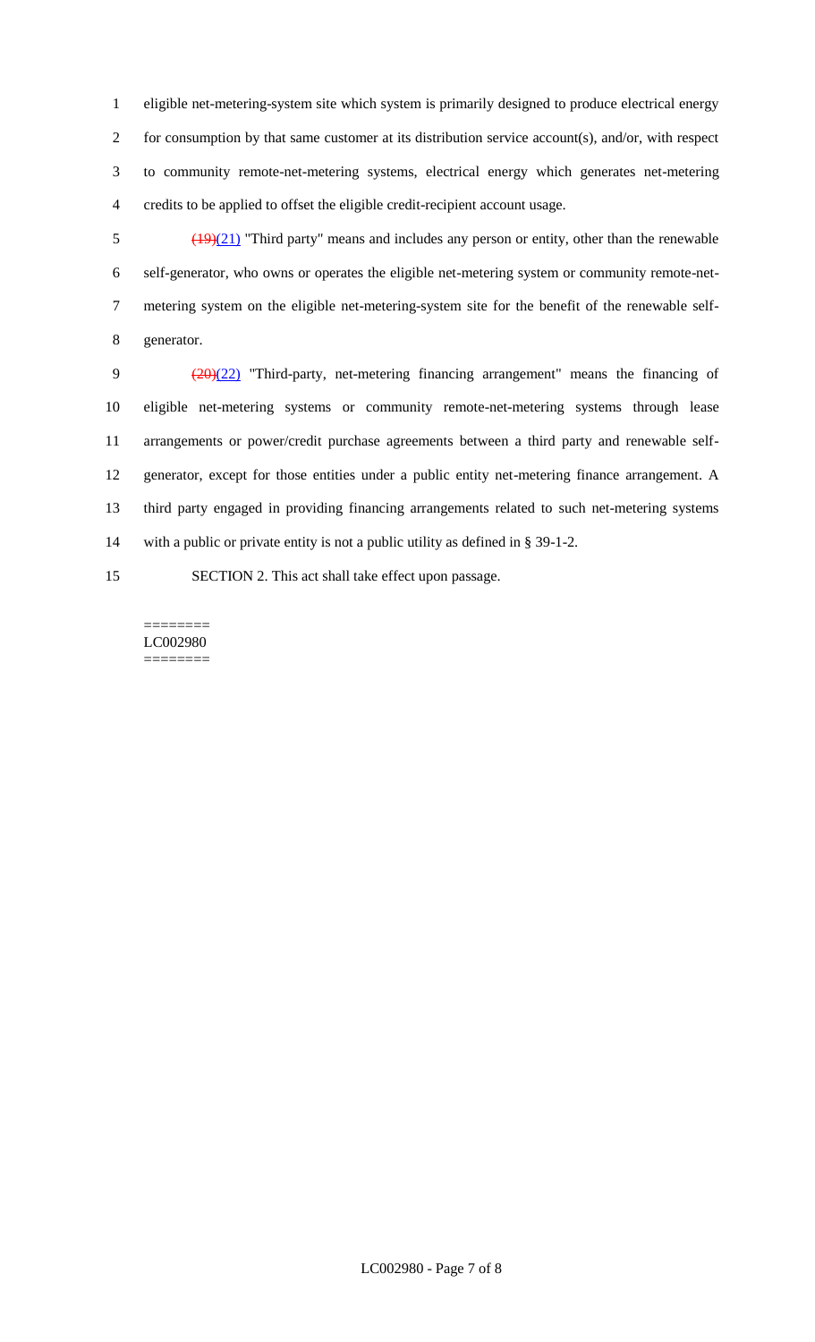eligible net-metering-system site which system is primarily designed to produce electrical energy for consumption by that same customer at its distribution service account(s), and/or, with respect to community remote-net-metering systems, electrical energy which generates net-metering credits to be applied to offset the eligible credit-recipient account usage.

~~(19)~~(21) "Third party" means and includes any person or entity, other than the renewable self-generator, who owns or operates the eligible net-metering system or community remote-net-metering system on the eligible net-metering-system site for the benefit of the renewable self-generator.

~~(20)~~(22) "Third-party, net-metering financing arrangement" means the financing of eligible net-metering systems or community remote-net-metering systems through lease arrangements or power/credit purchase agreements between a third party and renewable self-generator, except for those entities under a public entity net-metering finance arrangement. A third party engaged in providing financing arrangements related to such net-metering systems with a public or private entity is not a public utility as defined in § 39-1-2.

SECTION 2. This act shall take effect upon passage.

========
LC002980
========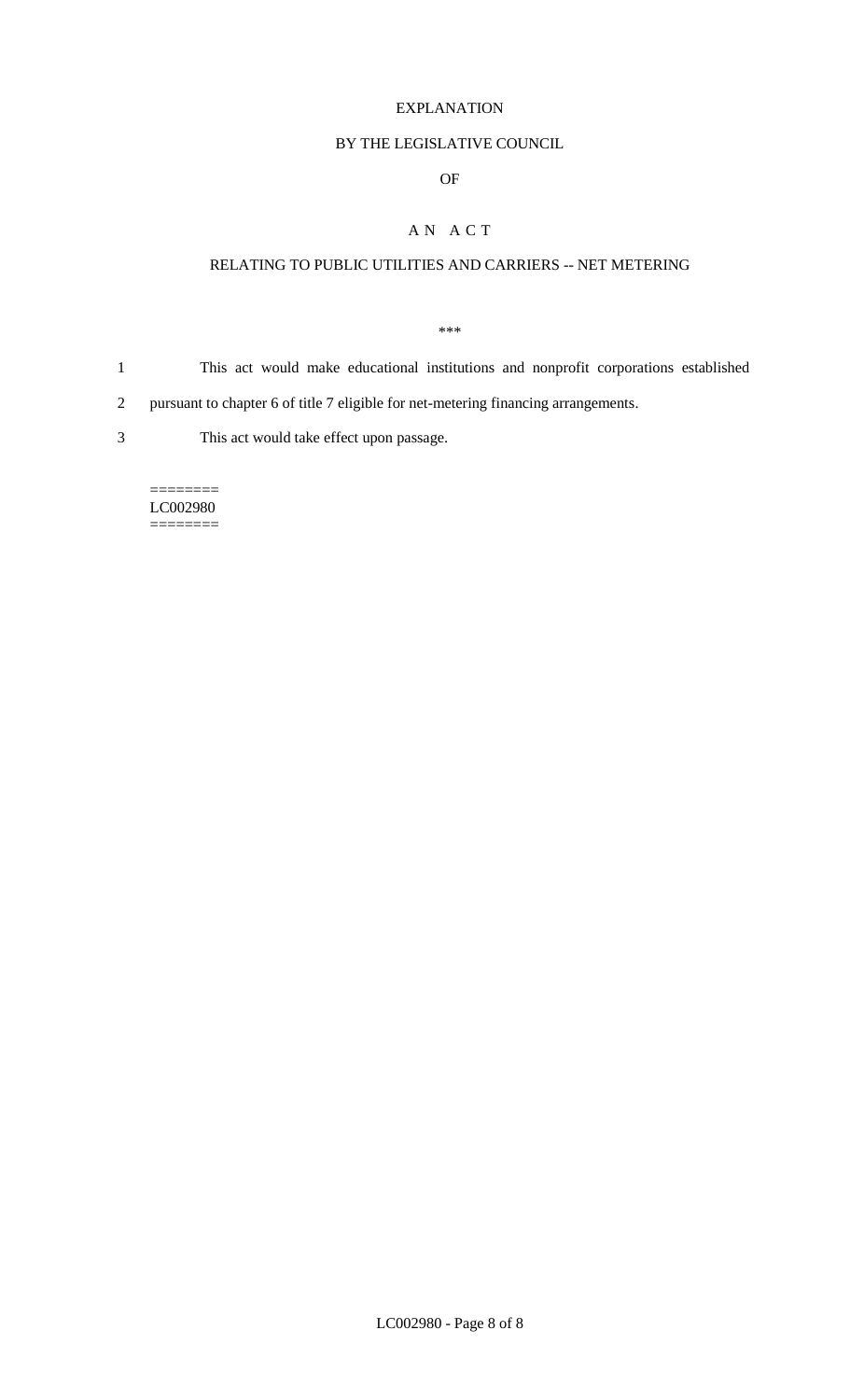EXPLANATION

BY THE LEGISLATIVE COUNCIL

OF

A N A C T

RELATING TO PUBLIC UTILITIES AND CARRIERS -- NET METERING

\*\*\*

This act would make educational institutions and nonprofit corporations established pursuant to chapter 6 of title 7 eligible for net-metering financing arrangements.

This act would take effect upon passage.

========
LC002980
========